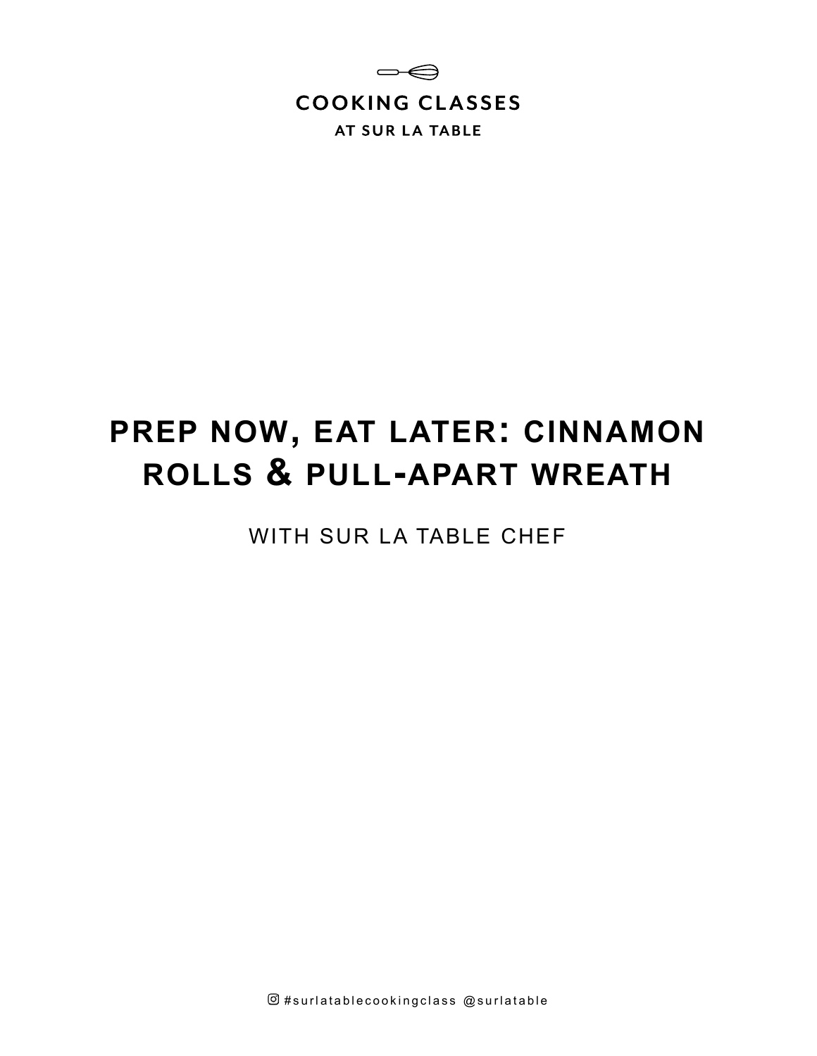COOKING CLASSES

AT SUR LA TABLE

# PREP NOW, EAT LATER: CINNAMON ROLLS & PULL-APART WREATH

WITH SUR LA TABLE CHEF

#surlatablecookingclass @surlatable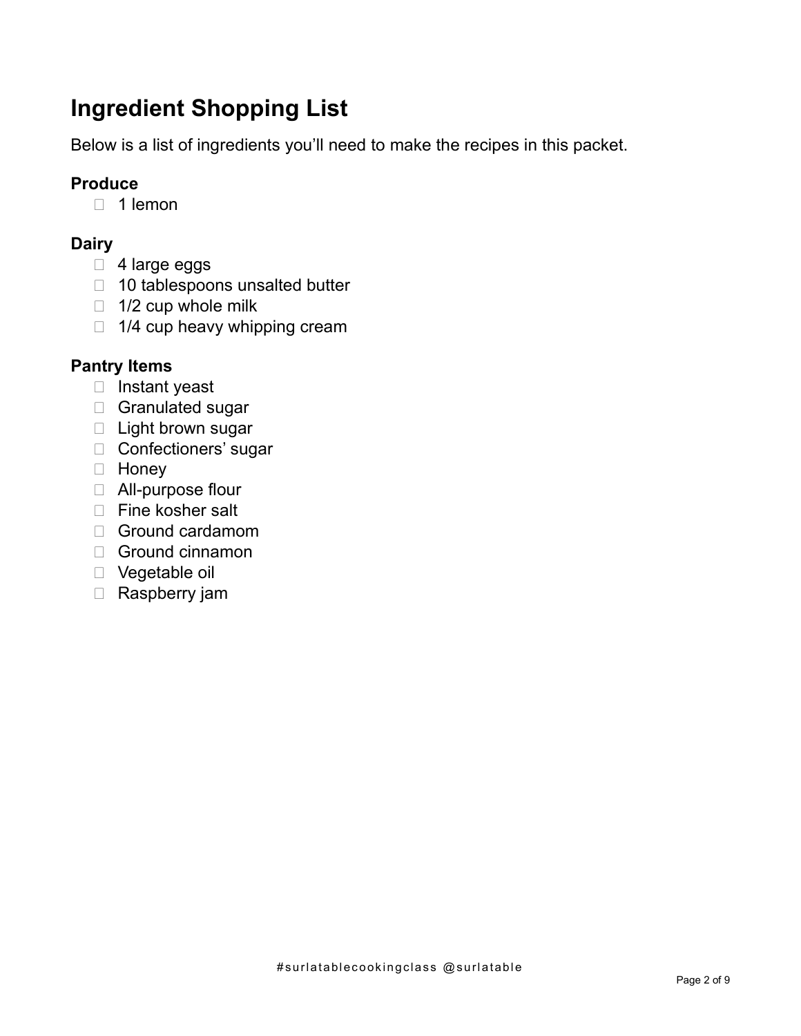# Ingredient Shopping List

Below is a list of ingredients you'll need to make the recipes in this packet.

### Produce

- [ ] 1 lemon

### Dairy

- [ ] 4 large eggs
- [ ] 10 tablespoons unsalted butter
- [ ] 1/2 cup whole milk
- [ ] 1/4 cup heavy whipping cream

### Pantry Items

- [ ] Instant yeast
- [ ] Granulated sugar
- [ ] Light brown sugar
- [ ] Confectioners' sugar
- [ ] Honey
- [ ] All-purpose flour
- [ ] Fine kosher salt
- [ ] Ground cardamom
- [ ] Ground cinnamon
- [ ] Vegetable oil
- [ ] Raspberry jam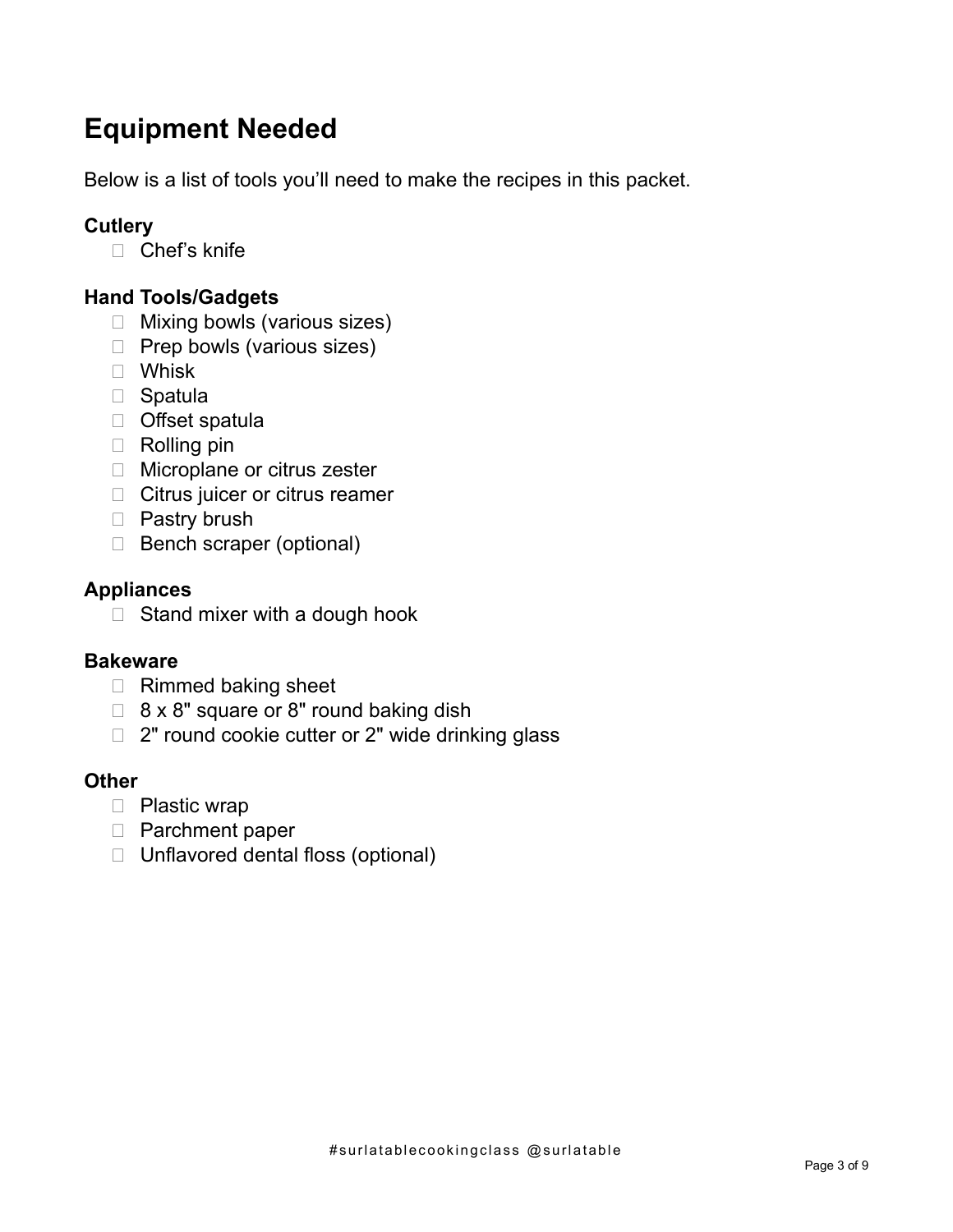# Equipment Needed

Below is a list of tools you'll need to make the recipes in this packet.

### Cutlery

- Chef's knife

### Hand Tools/Gadgets

- Mixing bowls (various sizes)
- Prep bowls (various sizes)
- Whisk
- Spatula
- Offset spatula
- Rolling pin
- Microplane or citrus zester
- Citrus juicer or citrus reamer
- Pastry brush
- Bench scraper (optional)

### Appliances

- Stand mixer with a dough hook

### Bakeware

- Rimmed baking sheet
- 8 x 8" square or 8" round baking dish
- 2" round cookie cutter or 2" wide drinking glass

### Other

- Plastic wrap
- Parchment paper
- Unflavored dental floss (optional)

#surlatablecookingclass @surlatable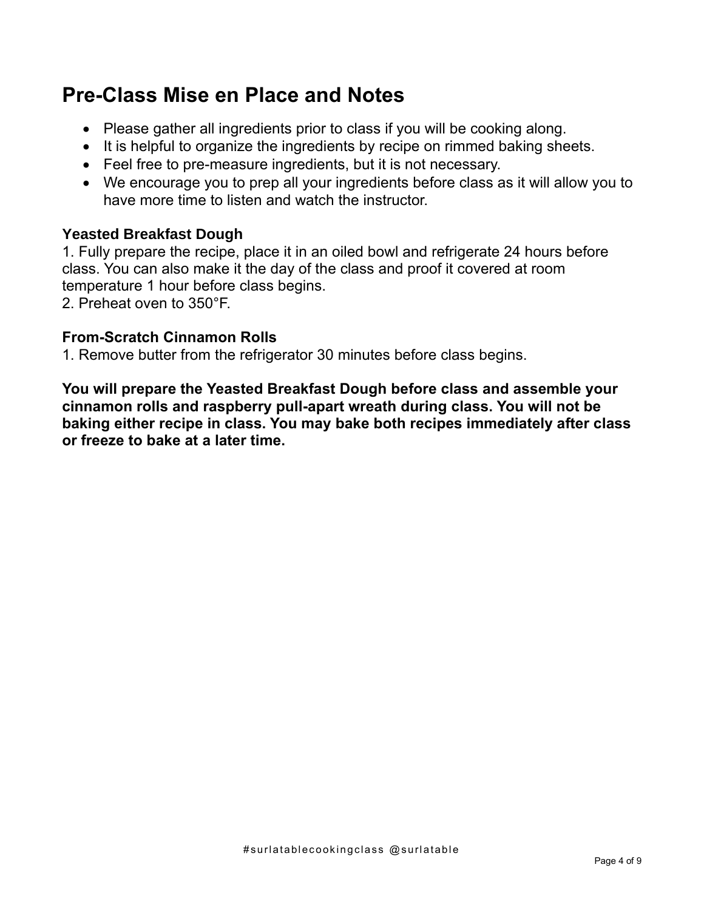# Pre-Class Mise en Place and Notes

- Please gather all ingredients prior to class if you will be cooking along.
- It is helpful to organize the ingredients by recipe on rimmed baking sheets.
- Feel free to pre-measure ingredients, but it is not necessary.
- We encourage you to prep all your ingredients before class as it will allow you to have more time to listen and watch the instructor.

**Yeasted Breakfast Dough**

1. Fully prepare the recipe, place it in an oiled bowl and refrigerate 24 hours before class. You can also make it the day of the class and proof it covered at room temperature 1 hour before class begins.
2. Preheat oven to 350°F.

**From-Scratch Cinnamon Rolls**

1. Remove butter from the refrigerator 30 minutes before class begins.

**You will prepare the Yeasted Breakfast Dough before class and assemble your cinnamon rolls and raspberry pull-apart wreath during class. You will not be baking either recipe in class. You may bake both recipes immediately after class or freeze to bake at a later time.**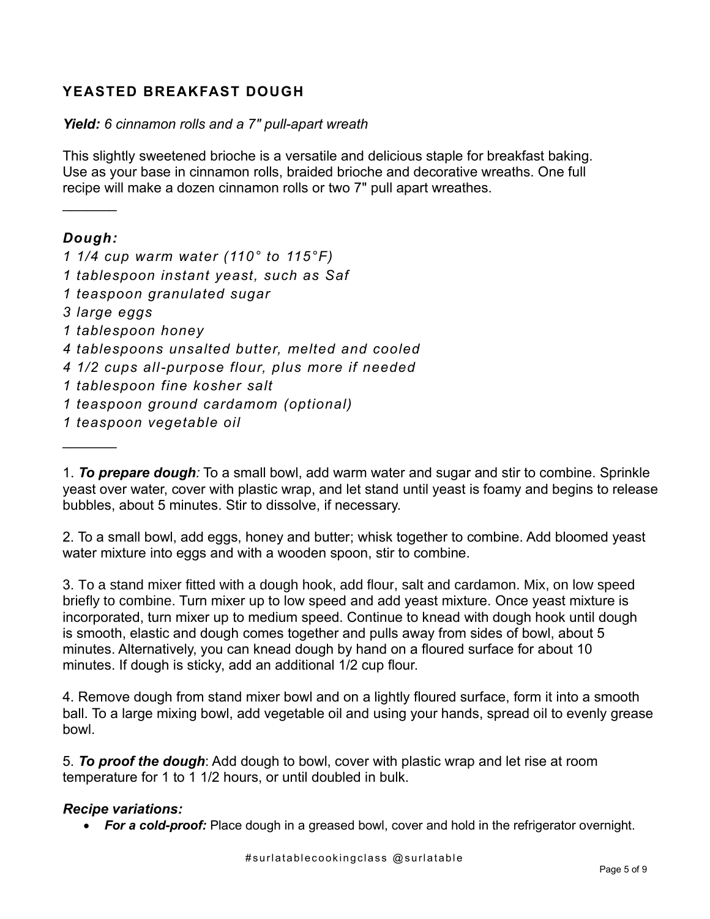## YEASTED BREAKFAST DOUGH

***Yield:*** *6 cinnamon rolls and a 7" pull-apart wreath*

This slightly sweetened brioche is a versatile and delicious staple for breakfast baking. Use as your base in cinnamon rolls, braided brioche and decorative wreaths. One full recipe will make a dozen cinnamon rolls or two 7" pull apart wreathes.

_______

***Dough:***

*1 1/4 cup warm water (110° to 115°F)*
*1 tablespoon instant yeast, such as Saf*
*1 teaspoon granulated sugar*
*3 large eggs*
*1 tablespoon honey*
*4 tablespoons unsalted butter, melted and cooled*
*4 1/2 cups all-purpose flour, plus more if needed*
*1 tablespoon fine kosher salt*
*1 teaspoon ground cardamom (optional)*
*1 teaspoon vegetable oil*

_______

1. ***To prepare dough****:* To a small bowl, add warm water and sugar and stir to combine. Sprinkle yeast over water, cover with plastic wrap, and let stand until yeast is foamy and begins to release bubbles, about 5 minutes. Stir to dissolve, if necessary.

2. To a small bowl, add eggs, honey and butter; whisk together to combine. Add bloomed yeast water mixture into eggs and with a wooden spoon, stir to combine.

3. To a stand mixer fitted with a dough hook, add flour, salt and cardamon. Mix, on low speed briefly to combine. Turn mixer up to low speed and add yeast mixture. Once yeast mixture is incorporated, turn mixer up to medium speed. Continue to knead with dough hook until dough is smooth, elastic and dough comes together and pulls away from sides of bowl, about 5 minutes. Alternatively, you can knead dough by hand on a floured surface for about 10 minutes. If dough is sticky, add an additional 1/2 cup flour.

4. Remove dough from stand mixer bowl and on a lightly floured surface, form it into a smooth ball. To a large mixing bowl, add vegetable oil and using your hands, spread oil to evenly grease bowl.

5. ***To proof the dough***: Add dough to bowl, cover with plastic wrap and let rise at room temperature for 1 to 1 1/2 hours, or until doubled in bulk.

***Recipe variations:***

- ***For a cold-proof:*** Place dough in a greased bowl, cover and hold in the refrigerator overnight.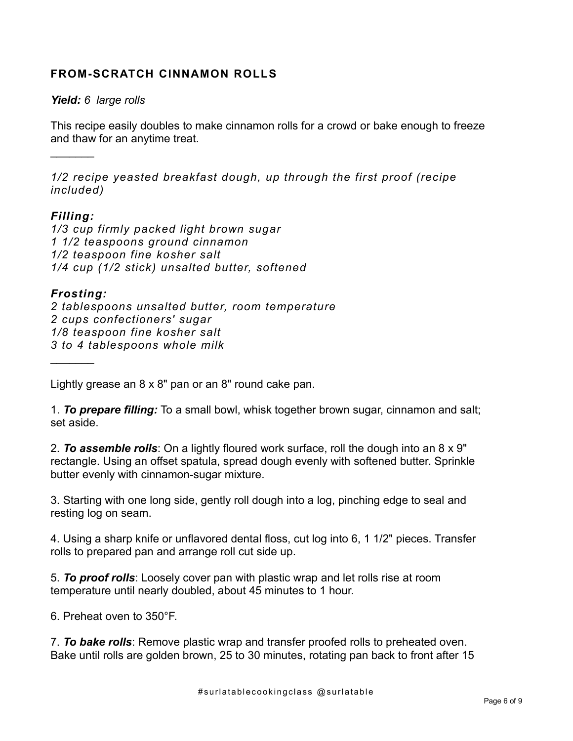## FROM-SCRATCH CINNAMON ROLLS

***Yield:*** *6 large rolls*

This recipe easily doubles to make cinnamon rolls for a crowd or bake enough to freeze and thaw for an anytime treat.

_______

*1/2 recipe yeasted breakfast dough, up through the first proof (recipe included)*

***Filling:***
*1/3 cup firmly packed light brown sugar*
*1 1/2 teaspoons ground cinnamon*
*1/2 teaspoon fine kosher salt*
*1/4 cup (1/2 stick) unsalted butter, softened*

***Frosting:***
*2 tablespoons unsalted butter, room temperature*
*2 cups confectioners' sugar*
*1/8 teaspoon fine kosher salt*
*3 to 4 tablespoons whole milk*

_______

Lightly grease an 8 x 8" pan or an 8" round cake pan.

1. ***To prepare filling:*** To a small bowl, whisk together brown sugar, cinnamon and salt; set aside.

2. ***To assemble rolls***: On a lightly floured work surface, roll the dough into an 8 x 9" rectangle. Using an offset spatula, spread dough evenly with softened butter. Sprinkle butter evenly with cinnamon-sugar mixture.

3. Starting with one long side, gently roll dough into a log, pinching edge to seal and resting log on seam.

4. Using a sharp knife or unflavored dental floss, cut log into 6, 1 1/2" pieces. Transfer rolls to prepared pan and arrange roll cut side up.

5. ***To proof rolls***: Loosely cover pan with plastic wrap and let rolls rise at room temperature until nearly doubled, about 45 minutes to 1 hour.

6. Preheat oven to 350°F.

7. ***To bake rolls***: Remove plastic wrap and transfer proofed rolls to preheated oven. Bake until rolls are golden brown, 25 to 30 minutes, rotating pan back to front after 15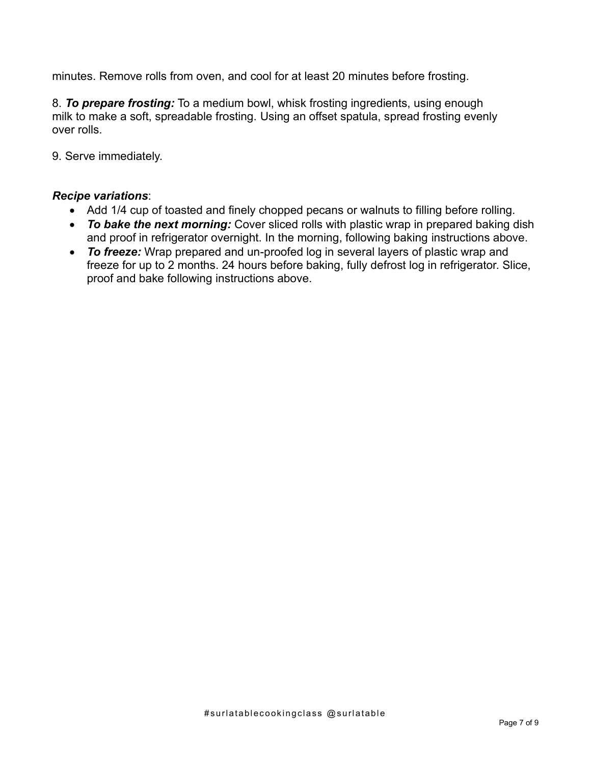minutes. Remove rolls from oven, and cool for at least 20 minutes before frosting.

8. ***To prepare frosting:*** To a medium bowl, whisk frosting ingredients, using enough milk to make a soft, spreadable frosting. Using an offset spatula, spread frosting evenly over rolls.

9. Serve immediately.

***Recipe variations***:

- Add 1/4 cup of toasted and finely chopped pecans or walnuts to filling before rolling.
- ***To bake the next morning:*** Cover sliced rolls with plastic wrap in prepared baking dish and proof in refrigerator overnight. In the morning, following baking instructions above.
- ***To freeze:*** Wrap prepared and un-proofed log in several layers of plastic wrap and freeze for up to 2 months. 24 hours before baking, fully defrost log in refrigerator. Slice, proof and bake following instructions above.

#surlatablecookingclass @surlatable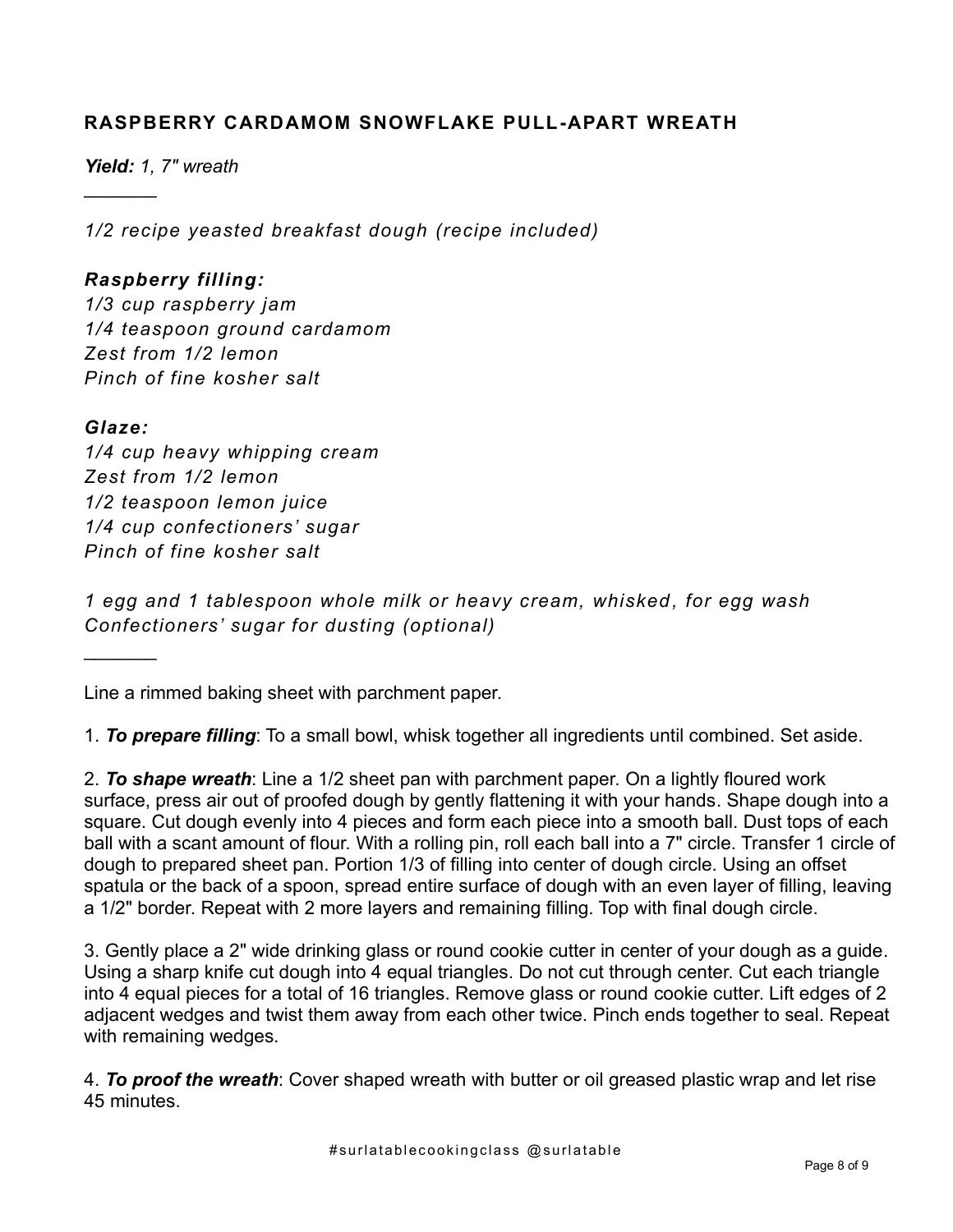## RASPBERRY CARDAMOM SNOWFLAKE PULL-APART WREATH

***Yield:*** *1, 7" wreath*

---

*1/2 recipe yeasted breakfast dough (recipe included)*

***Raspberry filling:***
*1/3 cup raspberry jam*
*1/4 teaspoon ground cardamom*
*Zest from 1/2 lemon*
*Pinch of fine kosher salt*

***Glaze:***
*1/4 cup heavy whipping cream*
*Zest from 1/2 lemon*
*1/2 teaspoon lemon juice*
*1/4 cup confectioners' sugar*
*Pinch of fine kosher salt*

*1 egg and 1 tablespoon whole milk or heavy cream, whisked, for egg wash*
*Confectioners' sugar for dusting (optional)*

---

Line a rimmed baking sheet with parchment paper.

1. ***To prepare filling***: To a small bowl, whisk together all ingredients until combined. Set aside.

2. ***To shape wreath***: Line a 1/2 sheet pan with parchment paper. On a lightly floured work surface, press air out of proofed dough by gently flattening it with your hands. Shape dough into a square. Cut dough evenly into 4 pieces and form each piece into a smooth ball. Dust tops of each ball with a scant amount of flour. With a rolling pin, roll each ball into a 7" circle. Transfer 1 circle of dough to prepared sheet pan. Portion 1/3 of filling into center of dough circle. Using an offset spatula or the back of a spoon, spread entire surface of dough with an even layer of filling, leaving a 1/2" border. Repeat with 2 more layers and remaining filling. Top with final dough circle.

3. Gently place a 2" wide drinking glass or round cookie cutter in center of your dough as a guide. Using a sharp knife cut dough into 4 equal triangles. Do not cut through center. Cut each triangle into 4 equal pieces for a total of 16 triangles. Remove glass or round cookie cutter. Lift edges of 2 adjacent wedges and twist them away from each other twice. Pinch ends together to seal. Repeat with remaining wedges.

4. ***To proof the wreath***: Cover shaped wreath with butter or oil greased plastic wrap and let rise 45 minutes.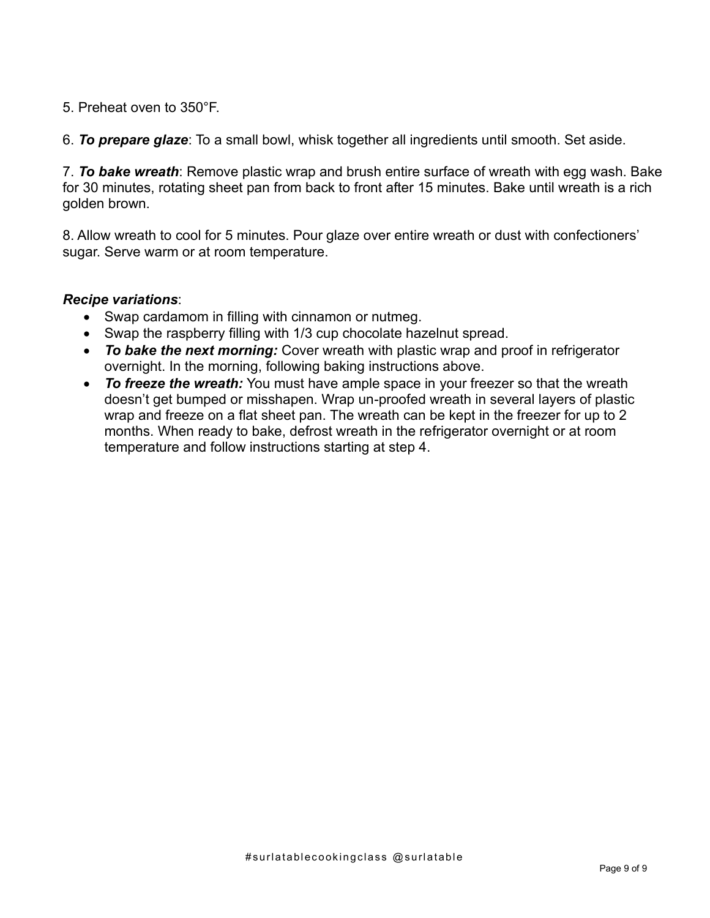5. Preheat oven to 350°F.

6. ***To prepare glaze***: To a small bowl, whisk together all ingredients until smooth. Set aside.

7. ***To bake wreath***: Remove plastic wrap and brush entire surface of wreath with egg wash. Bake for 30 minutes, rotating sheet pan from back to front after 15 minutes. Bake until wreath is a rich golden brown.

8. Allow wreath to cool for 5 minutes. Pour glaze over entire wreath or dust with confectioners' sugar. Serve warm or at room temperature.

***Recipe variations***:

- Swap cardamom in filling with cinnamon or nutmeg.
- Swap the raspberry filling with 1/3 cup chocolate hazelnut spread.
- ***To bake the next morning:*** Cover wreath with plastic wrap and proof in refrigerator overnight. In the morning, following baking instructions above.
- ***To freeze the wreath:*** You must have ample space in your freezer so that the wreath doesn't get bumped or misshapen. Wrap un-proofed wreath in several layers of plastic wrap and freeze on a flat sheet pan. The wreath can be kept in the freezer for up to 2 months. When ready to bake, defrost wreath in the refrigerator overnight or at room temperature and follow instructions starting at step 4.

#surlatablecookingclass @surlatable